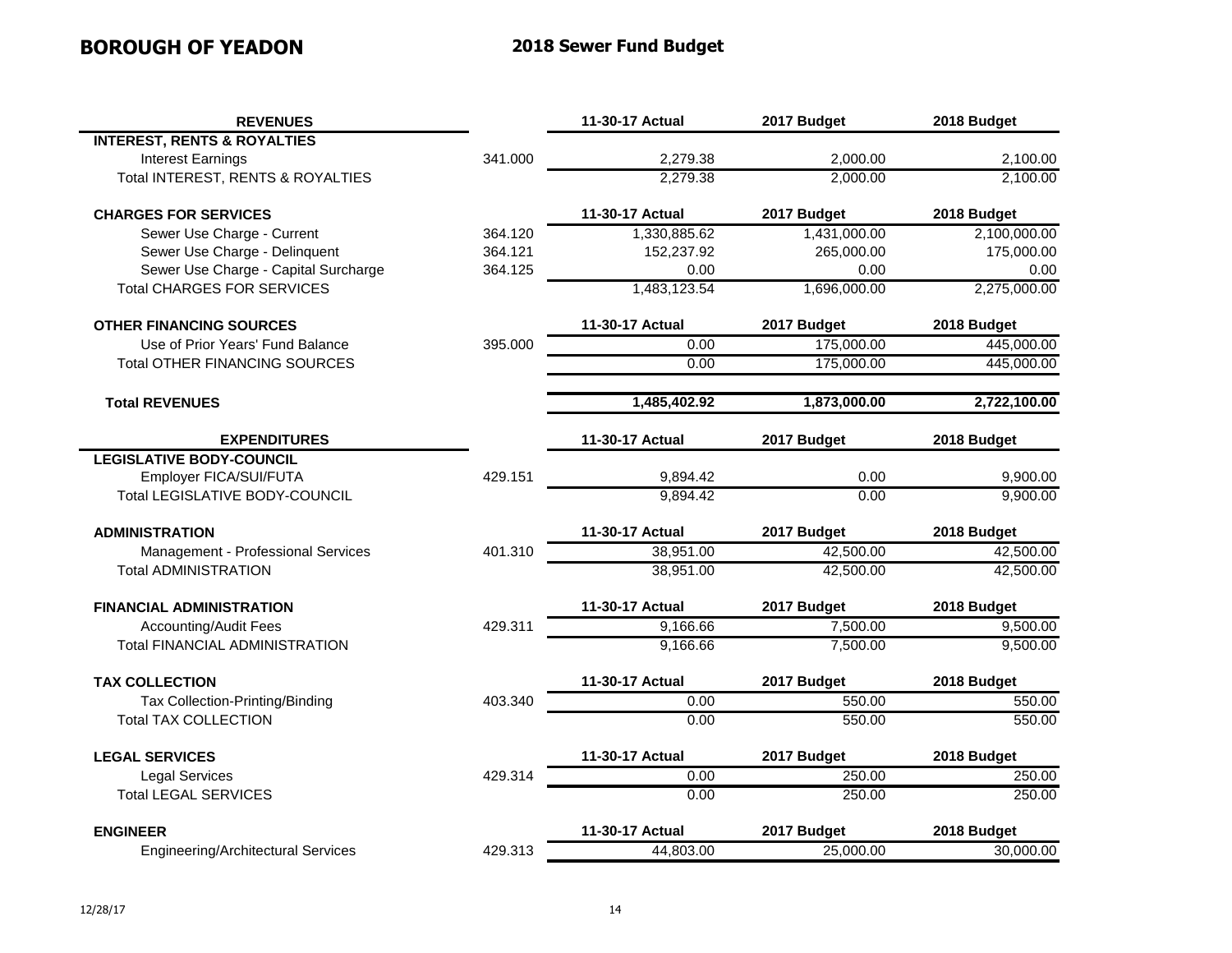# BOROUGH OF YEADON

## 2018 Sewer Fund Budget

| REVENUES | | 11-30-17 Actual | 2017 Budget | 2018 Budget |
|---|---|---|---|---|
| **INTEREST, RENTS & ROYALTIES** | | | | |
| Interest Earnings | 341.000 | 2,279.38 | 2,000.00 | 2,100.00 |
| Total INTEREST, RENTS & ROYALTIES | | 2,279.38 | 2,000.00 | 2,100.00 |
| | | | | |
| **CHARGES FOR SERVICES** | | **11-30-17 Actual** | **2017 Budget** | **2018 Budget** |
| Sewer Use Charge - Current | 364.120 | 1,330,885.62 | 1,431,000.00 | 2,100,000.00 |
| Sewer Use Charge - Delinquent | 364.121 | 152,237.92 | 265,000.00 | 175,000.00 |
| Sewer Use Charge - Capital Surcharge | 364.125 | 0.00 | 0.00 | 0.00 |
| Total CHARGES FOR SERVICES | | 1,483,123.54 | 1,696,000.00 | 2,275,000.00 |
| | | | | |
| **OTHER FINANCING SOURCES** | | **11-30-17 Actual** | **2017 Budget** | **2018 Budget** |
| Use of Prior Years' Fund Balance | 395.000 | 0.00 | 175,000.00 | 445,000.00 |
| Total OTHER FINANCING SOURCES | | 0.00 | 175,000.00 | 445,000.00 |
| | | | | |
| **Total REVENUES** | | **1,485,402.92** | **1,873,000.00** | **2,722,100.00** |

| EXPENDITURES | | 11-30-17 Actual | 2017 Budget | 2018 Budget |
|---|---|---|---|---|
| **LEGISLATIVE BODY-COUNCIL** | | | | |
| Employer FICA/SUI/FUTA | 429.151 | 9,894.42 | 0.00 | 9,900.00 |
| Total LEGISLATIVE BODY-COUNCIL | | 9,894.42 | 0.00 | 9,900.00 |
| | | | | |
| **ADMINISTRATION** | | **11-30-17 Actual** | **2017 Budget** | **2018 Budget** |
| Management - Professional Services | 401.310 | 38,951.00 | 42,500.00 | 42,500.00 |
| Total ADMINISTRATION | | 38,951.00 | 42,500.00 | 42,500.00 |
| | | | | |
| **FINANCIAL ADMINISTRATION** | | **11-30-17 Actual** | **2017 Budget** | **2018 Budget** |
| Accounting/Audit Fees | 429.311 | 9,166.66 | 7,500.00 | 9,500.00 |
| Total FINANCIAL ADMINISTRATION | | 9,166.66 | 7,500.00 | 9,500.00 |
| | | | | |
| **TAX COLLECTION** | | **11-30-17 Actual** | **2017 Budget** | **2018 Budget** |
| Tax Collection-Printing/Binding | 403.340 | 0.00 | 550.00 | 550.00 |
| Total TAX COLLECTION | | 0.00 | 550.00 | 550.00 |
| | | | | |
| **LEGAL SERVICES** | | **11-30-17 Actual** | **2017 Budget** | **2018 Budget** |
| Legal Services | 429.314 | 0.00 | 250.00 | 250.00 |
| Total LEGAL SERVICES | | 0.00 | 250.00 | 250.00 |
| | | | | |
| **ENGINEER** | | **11-30-17 Actual** | **2017 Budget** | **2018 Budget** |
| Engineering/Architectural Services | 429.313 | 44,803.00 | 25,000.00 | 30,000.00 |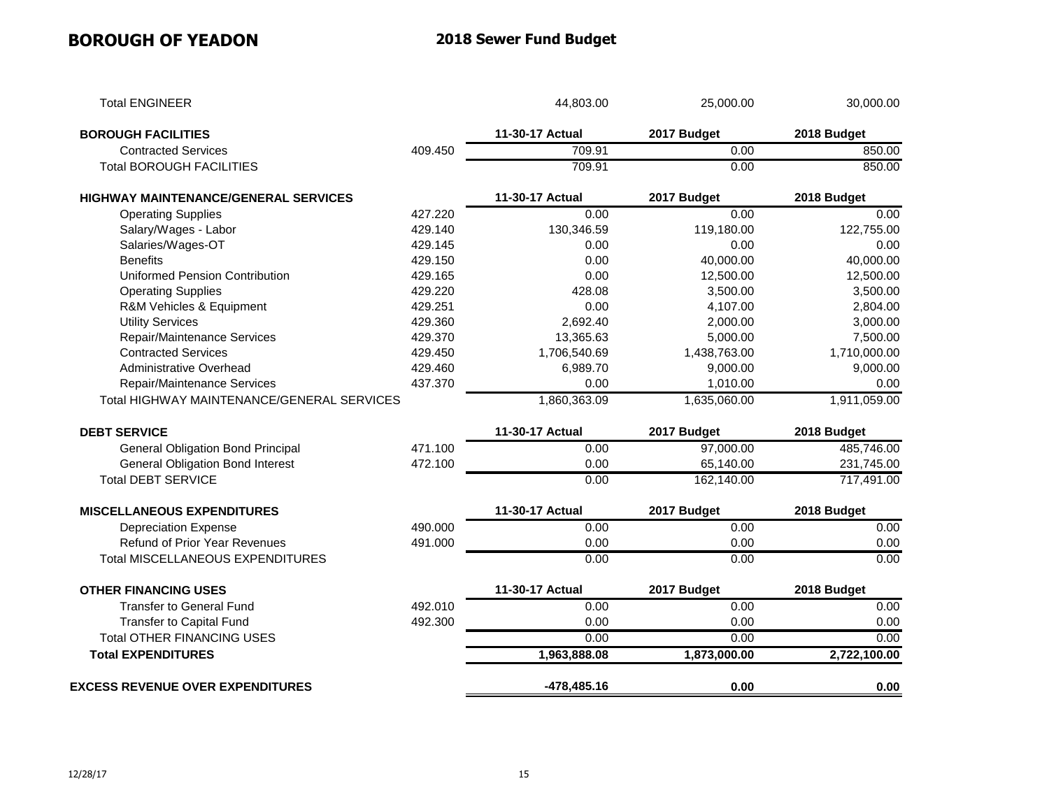# BOROUGH OF YEADON

## 2018 Sewer Fund Budget

| | | 11-30-17 Actual | 2017 Budget | 2018 Budget |
|---|---|---|---|---|
| Total ENGINEER | | 44,803.00 | 25,000.00 | 30,000.00 |
| **BOROUGH FACILITIES** | | **11-30-17 Actual** | **2017 Budget** | **2018 Budget** |
| Contracted Services | 409.450 | 709.91 | 0.00 | 850.00 |
| Total BOROUGH FACILITIES | | 709.91 | 0.00 | 850.00 |
| **HIGHWAY MAINTENANCE/GENERAL SERVICES** | | **11-30-17 Actual** | **2017 Budget** | **2018 Budget** |
| Operating Supplies | 427.220 | 0.00 | 0.00 | 0.00 |
| Salary/Wages - Labor | 429.140 | 130,346.59 | 119,180.00 | 122,755.00 |
| Salaries/Wages-OT | 429.145 | 0.00 | 0.00 | 0.00 |
| Benefits | 429.150 | 0.00 | 40,000.00 | 40,000.00 |
| Uniformed Pension Contribution | 429.165 | 0.00 | 12,500.00 | 12,500.00 |
| Operating Supplies | 429.220 | 428.08 | 3,500.00 | 3,500.00 |
| R&M Vehicles & Equipment | 429.251 | 0.00 | 4,107.00 | 2,804.00 |
| Utility Services | 429.360 | 2,692.40 | 2,000.00 | 3,000.00 |
| Repair/Maintenance Services | 429.370 | 13,365.63 | 5,000.00 | 7,500.00 |
| Contracted Services | 429.450 | 1,706,540.69 | 1,438,763.00 | 1,710,000.00 |
| Administrative Overhead | 429.460 | 6,989.70 | 9,000.00 | 9,000.00 |
| Repair/Maintenance Services | 437.370 | 0.00 | 1,010.00 | 0.00 |
| Total HIGHWAY MAINTENANCE/GENERAL SERVICES | | 1,860,363.09 | 1,635,060.00 | 1,911,059.00 |
| **DEBT SERVICE** | | **11-30-17 Actual** | **2017 Budget** | **2018 Budget** |
| General Obligation Bond Principal | 471.100 | 0.00 | 97,000.00 | 485,746.00 |
| General Obligation Bond Interest | 472.100 | 0.00 | 65,140.00 | 231,745.00 |
| Total DEBT SERVICE | | 0.00 | 162,140.00 | 717,491.00 |
| **MISCELLANEOUS EXPENDITURES** | | **11-30-17 Actual** | **2017 Budget** | **2018 Budget** |
| Depreciation Expense | 490.000 | 0.00 | 0.00 | 0.00 |
| Refund of Prior Year Revenues | 491.000 | 0.00 | 0.00 | 0.00 |
| Total MISCELLANEOUS EXPENDITURES | | 0.00 | 0.00 | 0.00 |
| **OTHER FINANCING USES** | | **11-30-17 Actual** | **2017 Budget** | **2018 Budget** |
| Transfer to General Fund | 492.010 | 0.00 | 0.00 | 0.00 |
| Transfer to Capital Fund | 492.300 | 0.00 | 0.00 | 0.00 |
| Total OTHER FINANCING USES | | 0.00 | 0.00 | 0.00 |
| **Total EXPENDITURES** | | **1,963,888.08** | **1,873,000.00** | **2,722,100.00** |
| **EXCESS REVENUE OVER EXPENDITURES** | | **-478,485.16** | **0.00** | **0.00** |

12/28/17